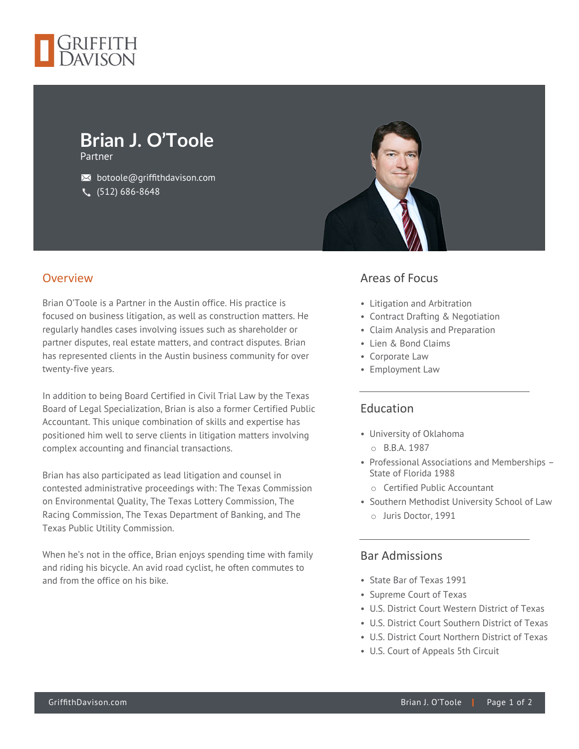# Brian J. O'Toole

Partner

botoole@griffithdavison.com
(512) 686-8648

## Overview

Brian O'Toole is a Partner in the Austin office. His practice is focused on business litigation, as well as construction matters. He regularly handles cases involving issues such as shareholder or partner disputes, real estate matters, and contract disputes. Brian has represented clients in the Austin business community for over twenty-five years.

In addition to being Board Certified in Civil Trial Law by the Texas Board of Legal Specialization, Brian is also a former Certified Public Accountant. This unique combination of skills and expertise has positioned him well to serve clients in litigation matters involving complex accounting and financial transactions.

Brian has also participated as lead litigation and counsel in contested administrative proceedings with: The Texas Commission on Environmental Quality, The Texas Lottery Commission, The Racing Commission, The Texas Department of Banking, and The Texas Public Utility Commission.

When he's not in the office, Brian enjoys spending time with family and riding his bicycle. An avid road cyclist, he often commutes to and from the office on his bike.

## Areas of Focus

- Litigation and Arbitration
- Contract Drafting & Negotiation
- Claim Analysis and Preparation
- Lien & Bond Claims
- Corporate Law
- Employment Law

## Education

- University of Oklahoma
  - B.B.A. 1987
- Professional Associations and Memberships – State of Florida 1988
  - Certified Public Accountant
- Southern Methodist University School of Law
  - Juris Doctor, 1991

## Bar Admissions

- State Bar of Texas 1991
- Supreme Court of Texas
- U.S. District Court Western District of Texas
- U.S. District Court Southern District of Texas
- U.S. District Court Northern District of Texas
- U.S. Court of Appeals 5th Circuit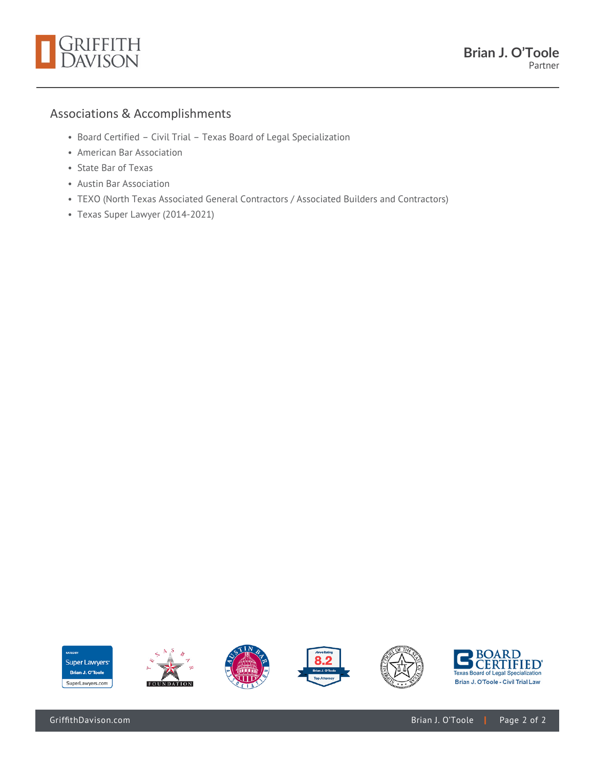## Associations & Accomplishments

- Board Certified – Civil Trial – Texas Board of Legal Specialization
- American Bar Association
- State Bar of Texas
- Austin Bar Association
- TEXO (North Texas Associated General Contractors / Associated Builders and Contractors)
- Texas Super Lawyer (2014-2021)